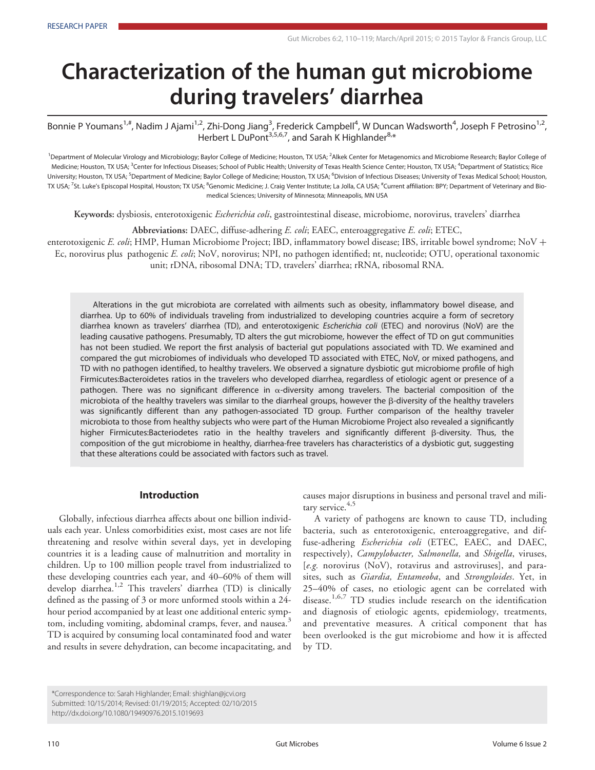RESEARCH PAPER

# Characterization of the human gut microbiome during travelers' diarrhea

Bonnie P Youmans[1,#], Nadim J Ajami[1,2], Zhi-Dong Jiang[3], Frederick Campbell[4], W Duncan Wadsworth[4], Joseph F Petrosino[1,2], Herbert L DuPont[3,5,6,7], and Sarah K Highlander[8,*]

[1]Department of Molecular Virology and Microbiology; Baylor College of Medicine; Houston, TX USA; [2]Alkek Center for Metagenomics and Microbiome Research; Baylor College of Medicine; Houston, TX USA; [3]Center for Infectious Diseases; School of Public Health; University of Texas Health Science Center; Houston, TX USA; [4]Department of Statistics; Rice University; Houston, TX USA; [5]Department of Medicine; Baylor College of Medicine; Houston, TX USA; [6]Division of Infectious Diseases; University of Texas Medical School; Houston, TX USA; [7]St. Luke's Episcopal Hospital, Houston; TX USA; [8]Genomic Medicine; J. Craig Venter Institute; La Jolla, CA USA; [#]Current affiliation: BPY; Department of Veterinary and Biomedical Sciences; University of Minnesota; Minneapolis, MN USA

**Keywords:** dysbiosis, enterotoxigenic *Escherichia coli*, gastrointestinal disease, microbiome, norovirus, travelers' diarrhea

**Abbreviations:** DAEC, diffuse-adhering *E. coli*; EAEC, enteroaggregative *E. coli*; ETEC, enterotoxigenic *E. coli*; HMP, Human Microbiome Project; IBD, inflammatory bowel disease; IBS, irritable bowel syndrome; NoV + Ec, norovirus plus pathogenic *E. coli*; NoV, norovirus; NPI, no pathogen identified; nt, nucleotide; OTU, operational taxonomic unit; rDNA, ribosomal DNA; TD, travelers' diarrhea; rRNA, ribosomal RNA.

Alterations in the gut microbiota are correlated with ailments such as obesity, inflammatory bowel disease, and diarrhea. Up to 60% of individuals traveling from industrialized to developing countries acquire a form of secretory diarrhea known as travelers' diarrhea (TD), and enterotoxigenic *Escherichia coli* (ETEC) and norovirus (NoV) are the leading causative pathogens. Presumably, TD alters the gut microbiome, however the effect of TD on gut communities has not been studied. We report the first analysis of bacterial gut populations associated with TD. We examined and compared the gut microbiomes of individuals who developed TD associated with ETEC, NoV, or mixed pathogens, and TD with no pathogen identified, to healthy travelers. We observed a signature dysbiotic gut microbiome profile of high Firmicutes:Bacteroidetes ratios in the travelers who developed diarrhea, regardless of etiologic agent or presence of a pathogen. There was no significant difference in α-diversity among travelers. The bacterial composition of the microbiota of the healthy travelers was similar to the diarrheal groups, however the β-diversity of the healthy travelers was significantly different than any pathogen-associated TD group. Further comparison of the healthy traveler microbiota to those from healthy subjects who were part of the Human Microbiome Project also revealed a significantly higher Firmicutes:Bacteriodetes ratio in the healthy travelers and significantly different β-diversity. Thus, the composition of the gut microbiome in healthy, diarrhea-free travelers has characteristics of a dysbiotic gut, suggesting that these alterations could be associated with factors such as travel.

## Introduction

Globally, infectious diarrhea affects about one billion individuals each year. Unless comorbidities exist, most cases are not life threatening and resolve within several days, yet in developing countries it is a leading cause of malnutrition and mortality in children. Up to 100 million people travel from industrialized to these developing countries each year, and 40–60% of them will develop diarrhea.[1,2] This travelers' diarrhea (TD) is clinically defined as the passing of 3 or more unformed stools within a 24-hour period accompanied by at least one additional enteric symptom, including vomiting, abdominal cramps, fever, and nausea.[3] TD is acquired by consuming local contaminated food and water and results in severe dehydration, can become incapacitating, and causes major disruptions in business and personal travel and military service.[4,5]

A variety of pathogens are known to cause TD, including bacteria, such as enterotoxigenic, enteroaggregative, and diffuse-adhering *Escherichia coli* (ETEC, EAEC, and DAEC, respectively), *Campylobacter, Salmonella,* and *Shigella*, viruses, [*e.g.* norovirus (NoV), rotavirus and astroviruses], and parasites, such as *Giardia, Entameoba*, and *Strongyloides*. Yet, in 25–40% of cases, no etiologic agent can be correlated with disease.[1,6,7] TD studies include research on the identification and diagnosis of etiologic agents, epidemiology, treatments, and preventative measures. A critical component that has been overlooked is the gut microbiome and how it is affected by TD.

*Correspondence to: Sarah Highlander; Email: shighlan@jcvi.org
Submitted: 10/15/2014; Revised: 01/19/2015; Accepted: 02/10/2015
http://dx.doi.org/10.1080/19490976.2015.1019693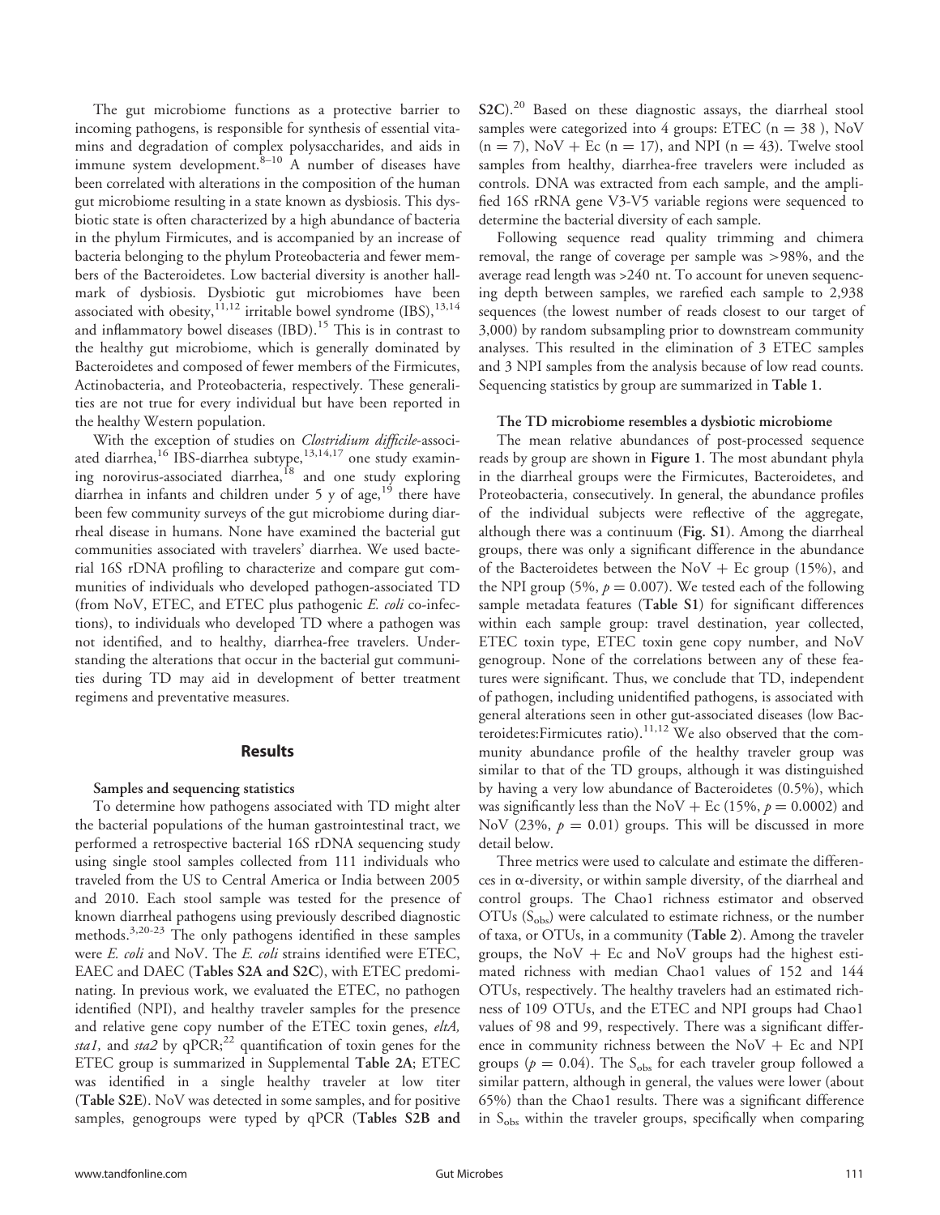The gut microbiome functions as a protective barrier to incoming pathogens, is responsible for synthesis of essential vitamins and degradation of complex polysaccharides, and aids in immune system development.[8–10] A number of diseases have been correlated with alterations in the composition of the human gut microbiome resulting in a state known as dysbiosis. This dysbiotic state is often characterized by a high abundance of bacteria in the phylum Firmicutes, and is accompanied by an increase of bacteria belonging to the phylum Proteobacteria and fewer members of the Bacteroidetes. Low bacterial diversity is another hallmark of dysbiosis. Dysbiotic gut microbiomes have been associated with obesity,[11,12] irritable bowel syndrome (IBS),[13,14] and inflammatory bowel diseases (IBD).[15] This is in contrast to the healthy gut microbiome, which is generally dominated by Bacteroidetes and composed of fewer members of the Firmicutes, Actinobacteria, and Proteobacteria, respectively. These generalities are not true for every individual but have been reported in the healthy Western population.

With the exception of studies on *Clostridium difficile*-associated diarrhea,[16] IBS-diarrhea subtype,[13,14,17] one study examining norovirus-associated diarrhea,[18] and one study exploring diarrhea in infants and children under 5 y of age,[19] there have been few community surveys of the gut microbiome during diarrheal disease in humans. None have examined the bacterial gut communities associated with travelers' diarrhea. We used bacterial 16S rDNA profiling to characterize and compare gut communities of individuals who developed pathogen-associated TD (from NoV, ETEC, and ETEC plus pathogenic *E. coli* co-infections), to individuals who developed TD where a pathogen was not identified, and to healthy, diarrhea-free travelers. Understanding the alterations that occur in the bacterial gut communities during TD may aid in development of better treatment regimens and preventative measures.

## Results

### Samples and sequencing statistics

To determine how pathogens associated with TD might alter the bacterial populations of the human gastrointestinal tract, we performed a retrospective bacterial 16S rDNA sequencing study using single stool samples collected from 111 individuals who traveled from the US to Central America or India between 2005 and 2010. Each stool sample was tested for the presence of known diarrheal pathogens using previously described diagnostic methods.[3,20-23] The only pathogens identified in these samples were *E. coli* and NoV. The *E. coli* strains identified were ETEC, EAEC and DAEC (**Tables S2A and S2C**), with ETEC predominating. In previous work, we evaluated the ETEC, no pathogen identified (NPI), and healthy traveler samples for the presence and relative gene copy number of the ETEC toxin genes, *eltA, sta1,* and *sta2* by qPCR;[22] quantification of toxin genes for the ETEC group is summarized in Supplemental **Table 2A**; ETEC was identified in a single healthy traveler at low titer (**Table S2E**). NoV was detected in some samples, and for positive samples, genogroups were typed by qPCR (**Tables S2B and S2C**).[20] Based on these diagnostic assays, the diarrheal stool samples were categorized into 4 groups: ETEC (n = 38 ), NoV (n = 7), NoV + Ec (n = 17), and NPI (n = 43). Twelve stool samples from healthy, diarrhea-free travelers were included as controls. DNA was extracted from each sample, and the amplified 16S rRNA gene V3-V5 variable regions were sequenced to determine the bacterial diversity of each sample.

Following sequence read quality trimming and chimera removal, the range of coverage per sample was >98%, and the average read length was >240 nt. To account for uneven sequencing depth between samples, we rarefied each sample to 2,938 sequences (the lowest number of reads closest to our target of 3,000) by random subsampling prior to downstream community analyses. This resulted in the elimination of 3 ETEC samples and 3 NPI samples from the analysis because of low read counts. Sequencing statistics by group are summarized in **Table 1**.

### The TD microbiome resembles a dysbiotic microbiome

The mean relative abundances of post-processed sequence reads by group are shown in **Figure 1**. The most abundant phyla in the diarrheal groups were the Firmicutes, Bacteroidetes, and Proteobacteria, consecutively. In general, the abundance profiles of the individual subjects were reflective of the aggregate, although there was a continuum (**Fig. S1**). Among the diarrheal groups, there was only a significant difference in the abundance of the Bacteroidetes between the NoV + Ec group (15%), and the NPI group (5%, $p = 0.007$). We tested each of the following sample metadata features (**Table S1**) for significant differences within each sample group: travel destination, year collected, ETEC toxin type, ETEC toxin gene copy number, and NoV genogroup. None of the correlations between any of these features were significant. Thus, we conclude that TD, independent of pathogen, including unidentified pathogens, is associated with general alterations seen in other gut-associated diseases (low Bacteroidetes:Firmicutes ratio).[11,12] We also observed that the community abundance profile of the healthy traveler group was similar to that of the TD groups, although it was distinguished by having a very low abundance of Bacteroidetes (0.5%), which was significantly less than the NoV + Ec (15%, $p = 0.0002$) and NoV (23%, $p = 0.01$) groups. This will be discussed in more detail below.

Three metrics were used to calculate and estimate the differences in α-diversity, or within sample diversity, of the diarrheal and control groups. The Chao1 richness estimator and observed OTUs ($S_{obs}$) were calculated to estimate richness, or the number of taxa, or OTUs, in a community (**Table 2**). Among the traveler groups, the NoV + Ec and NoV groups had the highest estimated richness with median Chao1 values of 152 and 144 OTUs, respectively. The healthy travelers had an estimated richness of 109 OTUs, and the ETEC and NPI groups had Chao1 values of 98 and 99, respectively. There was a significant difference in community richness between the NoV + Ec and NPI groups ($p = 0.04$). The $S_{obs}$ for each traveler group followed a similar pattern, although in general, the values were lower (about 65%) than the Chao1 results. There was a significant difference in $S_{obs}$ within the traveler groups, specifically when comparing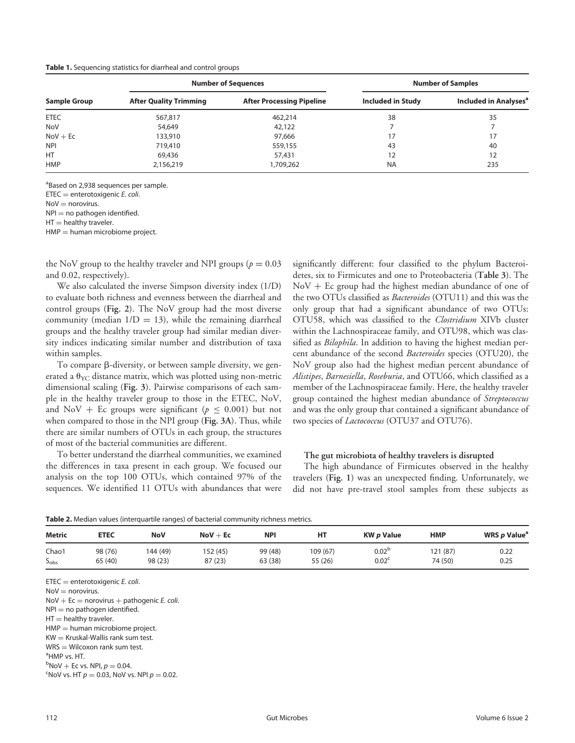**Table 1.** Sequencing statistics for diarrheal and control groups

| Sample Group | Number of Sequences | | Number of Samples | |
|---|---|---|---|---|
| | After Quality Trimming | After Processing Pipeline | Included in Study | Included in Analyses[a] |
| ETEC | 567,817 | 462,214 | 38 | 35 |
| NoV | 54,649 | 42,122 | 7 | 7 |
| NoV + Ec | 133,910 | 97,666 | 17 | 17 |
| NPI | 719,410 | 559,155 | 43 | 40 |
| HT | 69,436 | 57,431 | 12 | 12 |
| HMP | 2,156,219 | 1,709,262 | NA | 235 |

[a]Based on 2,938 sequences per sample.
ETEC = enterotoxigenic *E. coli*.
NoV = norovirus.
NPI = no pathogen identified.
HT = healthy traveler.
HMP = human microbiome project.

the NoV group to the healthy traveler and NPI groups ($p = 0.03$ and 0.02, respectively).

We also calculated the inverse Simpson diversity index (1/D) to evaluate both richness and evenness between the diarrheal and control groups (**Fig. 2**). The NoV group had the most diverse community (median $1/D = 13$), while the remaining diarrheal groups and the healthy traveler group had similar median diversity indices indicating similar number and distribution of taxa within samples.

To compare β-diversity, or between sample diversity, we generated a $\theta_{YC}$ distance matrix, which was plotted using non-metric dimensional scaling (**Fig. 3**). Pairwise comparisons of each sample in the healthy traveler group to those in the ETEC, NoV, and NoV + Ec groups were significant ($p \leq 0.001$) but not when compared to those in the NPI group (**Fig. 3A**). Thus, while there are similar numbers of OTUs in each group, the structures of most of the bacterial communities are different.

To better understand the diarrheal communities, we examined the differences in taxa present in each group. We focused our analysis on the top 100 OTUs, which contained 97% of the sequences. We identified 11 OTUs with abundances that were significantly different: four classified to the phylum Bacteroidetes, six to Firmicutes and one to Proteobacteria (**Table 3**). The NoV + Ec group had the highest median abundance of one of the two OTUs classified as *Bacteroides* (OTU11) and this was the only group that had a significant abundance of two OTUs: OTU58, which was classified to the *Clostridium* XIVb cluster within the Lachnospiraceae family, and OTU98, which was classified as *Bilophila*. In addition to having the highest median percent abundance of the second *Bacteroides* species (OTU20), the NoV group also had the highest median percent abundance of *Alistipes*, *Barnesiella*, *Roseburia*, and OTU66, which classified as a member of the Lachnospiraceae family. Here, the healthy traveler group contained the highest median abundance of *Streptococcus* and was the only group that contained a significant abundance of two species of *Lactococcus* (OTU37 and OTU76).

### The gut microbiota of healthy travelers is disrupted

The high abundance of Firmicutes observed in the healthy travelers (**Fig. 1**) was an unexpected finding. Unfortunately, we did not have pre-travel stool samples from these subjects as

**Table 2.** Median values (interquartile ranges) of bacterial community richness metrics.

| Metric | ETEC | NoV | NoV + Ec | NPI | HT | KW *p* Value | HMP | WRS *p* Value[a] |
|---|---|---|---|---|---|---|---|---|
| Chao1 | 98 (76) | 144 (49) | 152 (45) | 99 (48) | 109 (67) | 0.02[b] | 121 (87) | 0.22 |
| $S_{obs}$ | 65 (40) | 98 (23) | 87 (23) | 63 (38) | 55 (26) | 0.02[c] | 74 (50) | 0.25 |

ETEC = enterotoxigenic *E. coli*.
NoV = norovirus.
NoV + Ec = norovirus + pathogenic *E. coli*.
NPI = no pathogen identified.
HT = healthy traveler.
HMP = human microbiome project.
KW = Kruskal-Wallis rank sum test.
WRS = Wilcoxon rank sum test.
[a]HMP vs. HT.
[b]NoV + Ec vs. NPI, $p = 0.04$.
[c]NoV vs. HT $p = 0.03$, NoV vs. NPI $p = 0.02$.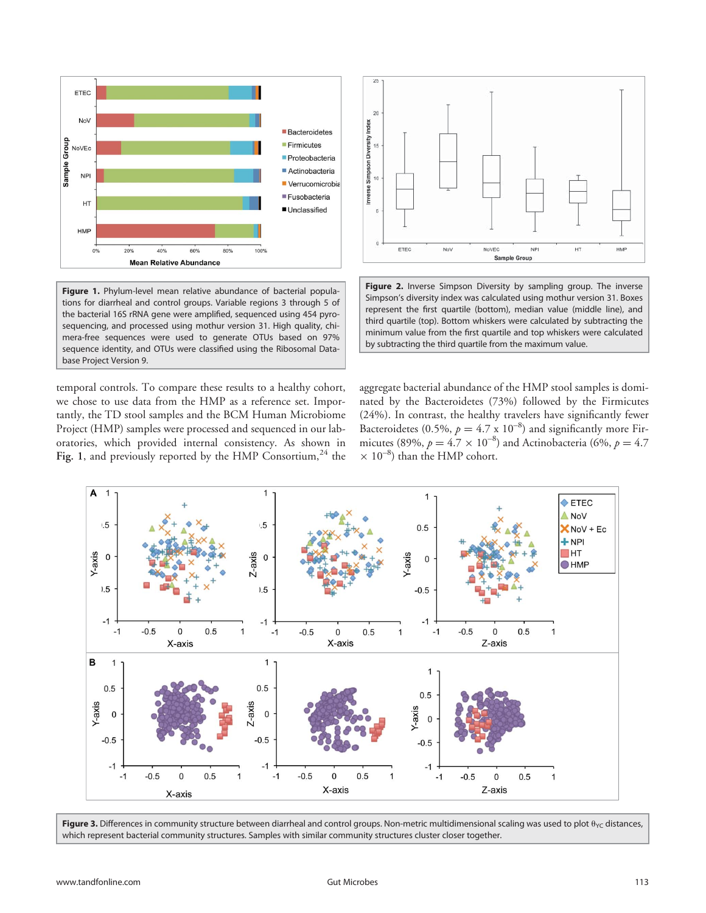**Figure 1.** Phylum-level mean relative abundance of bacterial populations for diarrheal and control groups. Variable regions 3 through 5 of the bacterial 16S rRNA gene were amplified, sequenced using 454 pyrosequencing, and processed using mothur version 31. High quality, chimera-free sequences were used to generate OTUs based on 97% sequence identity, and OTUs were classified using the Ribosomal Database Project Version 9.

**Figure 2.** Inverse Simpson Diversity by sampling group. The inverse Simpson's diversity index was calculated using mothur version 31. Boxes represent the first quartile (bottom), median value (middle line), and third quartile (top). Bottom whiskers were calculated by subtracting the minimum value from the first quartile and top whiskers were calculated by subtracting the third quartile from the maximum value.

temporal controls. To compare these results to a healthy cohort, we chose to use data from the HMP as a reference set. Importantly, the TD stool samples and the BCM Human Microbiome Project (HMP) samples were processed and sequenced in our laboratories, which provided internal consistency. As shown in **Fig. 1**, and previously reported by the HMP Consortium,[24] the aggregate bacterial abundance of the HMP stool samples is dominated by the Bacteroidetes (73%) followed by the Firmicutes (24%). In contrast, the healthy travelers have significantly fewer Bacteroidetes (0.5%, $p = 4.7 \times 10^{-8}$) and significantly more Firmicutes (89%, $p = 4.7 \times 10^{-8}$) and Actinobacteria (6%, $p = 4.7 \times 10^{-8}$) than the HMP cohort.

**Figure 3.** Differences in community structure between diarrheal and control groups. Non-metric multidimensional scaling was used to plot $\theta_{YC}$ distances, which represent bacterial community structures. Samples with similar community structures cluster closer together.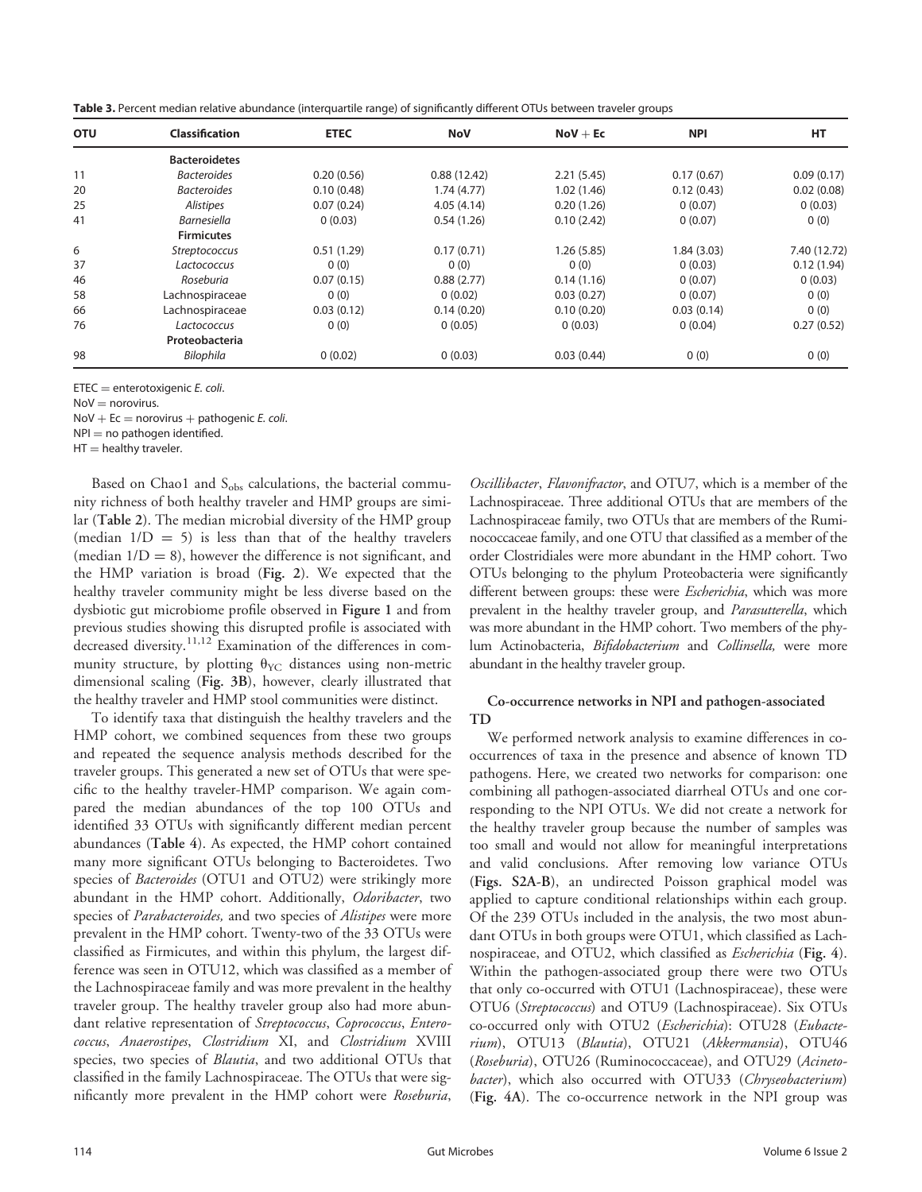**Table 3.** Percent median relative abundance (interquartile range) of significantly different OTUs between traveler groups

| OTU | Classification | ETEC | NoV | NoV + Ec | NPI | HT |
|---|---|---|---|---|---|---|
| | **Bacteroidetes** | | | | | |
| 11 | *Bacteroides* | 0.20 (0.56) | 0.88 (12.42) | 2.21 (5.45) | 0.17 (0.67) | 0.09 (0.17) |
| 20 | *Bacteroides* | 0.10 (0.48) | 1.74 (4.77) | 1.02 (1.46) | 0.12 (0.43) | 0.02 (0.08) |
| 25 | *Alistipes* | 0.07 (0.24) | 4.05 (4.14) | 0.20 (1.26) | 0 (0.07) | 0 (0.03) |
| 41 | *Barnesiella* | 0 (0.03) | 0.54 (1.26) | 0.10 (2.42) | 0 (0.07) | 0 (0) |
| | **Firmicutes** | | | | | |
| 6 | *Streptococcus* | 0.51 (1.29) | 0.17 (0.71) | 1.26 (5.85) | 1.84 (3.03) | 7.40 (12.72) |
| 37 | *Lactococcus* | 0 (0) | 0 (0) | 0 (0) | 0 (0.03) | 0.12 (1.94) |
| 46 | *Roseburia* | 0.07 (0.15) | 0.88 (2.77) | 0.14 (1.16) | 0 (0.07) | 0 (0.03) |
| 58 | Lachnospiraceae | 0 (0) | 0 (0.02) | 0.03 (0.27) | 0 (0.07) | 0 (0) |
| 66 | Lachnospiraceae | 0.03 (0.12) | 0.14 (0.20) | 0.10 (0.20) | 0.03 (0.14) | 0 (0) |
| 76 | *Lactococcus* | 0 (0) | 0 (0.05) | 0 (0.03) | 0 (0.04) | 0.27 (0.52) |
| | **Proteobacteria** | | | | | |
| 98 | *Bilophila* | 0 (0.02) | 0 (0.03) | 0.03 (0.44) | 0 (0) | 0 (0) |

ETEC = enterotoxigenic *E. coli*.
NoV = norovirus.
NoV + Ec = norovirus + pathogenic *E. coli*.
NPI = no pathogen identified.
HT = healthy traveler.

Based on Chao1 and $S_{obs}$ calculations, the bacterial community richness of both healthy traveler and HMP groups are similar (**Table 2**). The median microbial diversity of the HMP group (median $1/D = 5$) is less than that of the healthy travelers (median $1/D = 8$), however the difference is not significant, and the HMP variation is broad (**Fig. 2**). We expected that the healthy traveler community might be less diverse based on the dysbiotic gut microbiome profile observed in **Figure 1** and from previous studies showing this disrupted profile is associated with decreased diversity.[11,12] Examination of the differences in community structure, by plotting $\theta_{YC}$ distances using non-metric dimensional scaling (**Fig. 3B**), however, clearly illustrated that the healthy traveler and HMP stool communities were distinct.

To identify taxa that distinguish the healthy travelers and the HMP cohort, we combined sequences from these two groups and repeated the sequence analysis methods described for the traveler groups. This generated a new set of OTUs that were specific to the healthy traveler-HMP comparison. We again compared the median abundances of the top 100 OTUs and identified 33 OTUs with significantly different median percent abundances (**Table 4**). As expected, the HMP cohort contained many more significant OTUs belonging to Bacteroidetes. Two species of *Bacteroides* (OTU1 and OTU2) were strikingly more abundant in the HMP cohort. Additionally, *Odoribacter*, two species of *Parabacteroides,* and two species of *Alistipes* were more prevalent in the HMP cohort. Twenty-two of the 33 OTUs were classified as Firmicutes, and within this phylum, the largest difference was seen in OTU12, which was classified as a member of the Lachnospiraceae family and was more prevalent in the healthy traveler group. The healthy traveler group also had more abundant relative representation of *Streptococcus*, *Coprococcus*, *Enterococcus*, *Anaerostipes*, *Clostridium* XI, and *Clostridium* XVIII species, two species of *Blautia*, and two additional OTUs that classified in the family Lachnospiraceae. The OTUs that were significantly more prevalent in the HMP cohort were *Roseburia*, *Oscillibacter*, *Flavonifractor*, and OTU7, which is a member of the Lachnospiraceae. Three additional OTUs that are members of the Lachnospiraceae family, two OTUs that are members of the Ruminococcaceae family, and one OTU that classified as a member of the order Clostridiales were more abundant in the HMP cohort. Two OTUs belonging to the phylum Proteobacteria were significantly different between groups: these were *Escherichia*, which was more prevalent in the healthy traveler group, and *Parasutterella*, which was more abundant in the HMP cohort. Two members of the phylum Actinobacteria, *Bifidobacterium* and *Collinsella,* were more abundant in the healthy traveler group.

## Co-occurrence networks in NPI and pathogen-associated TD

We performed network analysis to examine differences in co-occurrences of taxa in the presence and absence of known TD pathogens. Here, we created two networks for comparison: one combining all pathogen-associated diarrheal OTUs and one corresponding to the NPI OTUs. We did not create a network for the healthy traveler group because the number of samples was too small and would not allow for meaningful interpretations and valid conclusions. After removing low variance OTUs (**Figs. S2A-B**), an undirected Poisson graphical model was applied to capture conditional relationships within each group. Of the 239 OTUs included in the analysis, the two most abundant OTUs in both groups were OTU1, which classified as Lachnospiraceae, and OTU2, which classified as *Escherichia* (**Fig. 4**). Within the pathogen-associated group there were two OTUs that only co-occurred with OTU1 (Lachnospiraceae), these were OTU6 (*Streptococcus*) and OTU9 (Lachnospiraceae). Six OTUs co-occurred only with OTU2 (*Escherichia*): OTU28 (*Eubacterium*), OTU13 (*Blautia*), OTU21 (*Akkermansia*), OTU46 (*Roseburia*), OTU26 (Ruminococcaceae), and OTU29 (*Acinetobacter*), which also occurred with OTU33 (*Chryseobacterium*) (**Fig. 4A**). The co-occurrence network in the NPI group was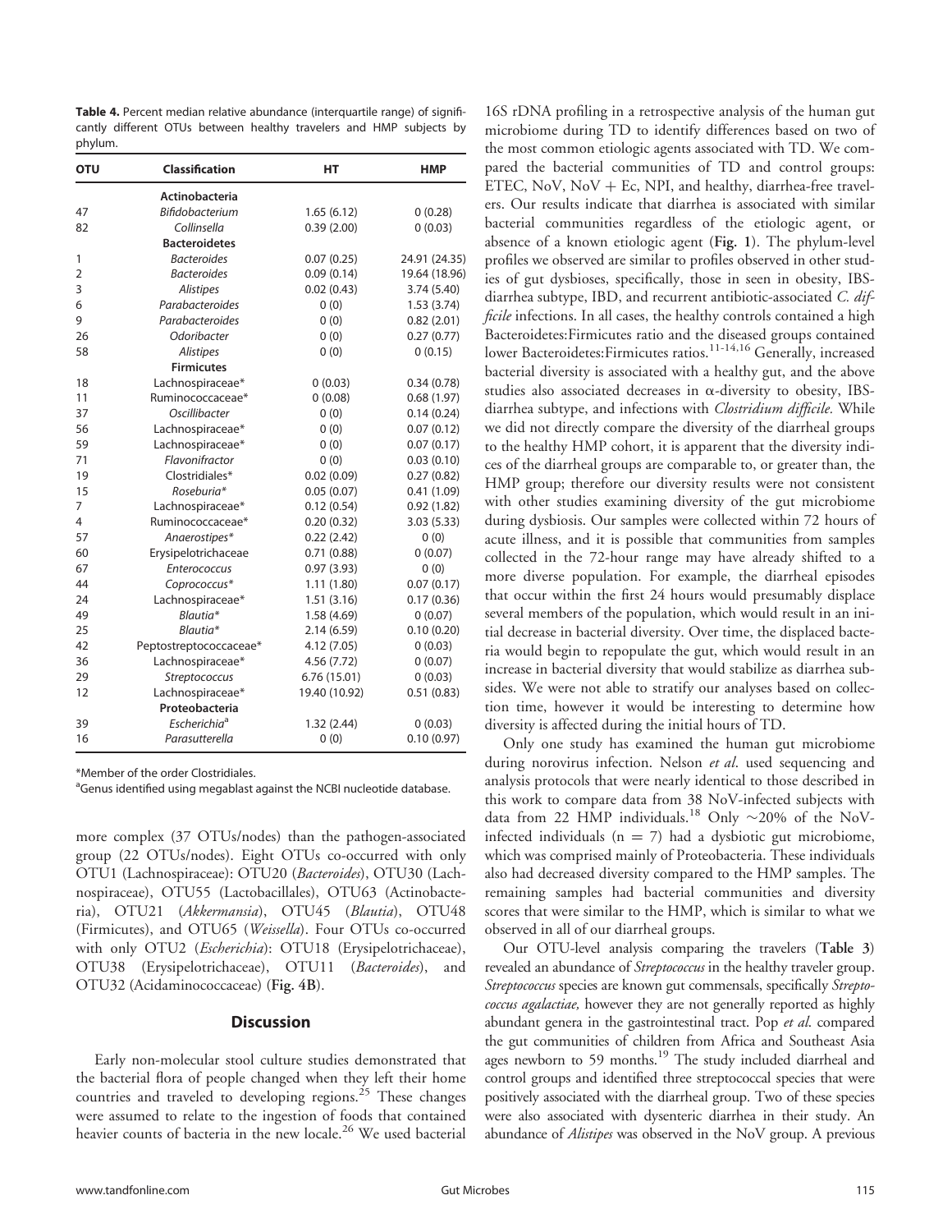**Table 4.** Percent median relative abundance (interquartile range) of significantly different OTUs between healthy travelers and HMP subjects by phylum.

| OTU | Classification | HT | HMP |
|---|---|---|---|
| | **Actinobacteria** | | |
| 47 | *Bifidobacterium* | 1.65 (6.12) | 0 (0.28) |
| 82 | *Collinsella* | 0.39 (2.00) | 0 (0.03) |
| | **Bacteroidetes** | | |
| 1 | *Bacteroides* | 0.07 (0.25) | 24.91 (24.35) |
| 2 | *Bacteroides* | 0.09 (0.14) | 19.64 (18.96) |
| 3 | *Alistipes* | 0.02 (0.43) | 3.74 (5.40) |
| 6 | *Parabacteroides* | 0 (0) | 1.53 (3.74) |
| 9 | *Parabacteroides* | 0 (0) | 0.82 (2.01) |
| 26 | *Odoribacter* | 0 (0) | 0.27 (0.77) |
| 58 | *Alistipes* | 0 (0) | 0 (0.15) |
| | **Firmicutes** | | |
| 18 | Lachnospiraceae* | 0 (0.03) | 0.34 (0.78) |
| 11 | Ruminococcaceae* | 0 (0.08) | 0.68 (1.97) |
| 37 | *Oscillibacter* | 0 (0) | 0.14 (0.24) |
| 56 | Lachnospiraceae* | 0 (0) | 0.07 (0.12) |
| 59 | Lachnospiraceae* | 0 (0) | 0.07 (0.17) |
| 71 | *Flavonifractor* | 0 (0) | 0.03 (0.10) |
| 19 | Clostridiales* | 0.02 (0.09) | 0.27 (0.82) |
| 15 | *Roseburia** | 0.05 (0.07) | 0.41 (1.09) |
| 7 | Lachnospiraceae* | 0.12 (0.54) | 0.92 (1.82) |
| 4 | Ruminococcaceae* | 0.20 (0.32) | 3.03 (5.33) |
| 57 | *Anaerostipes** | 0.22 (2.42) | 0 (0) |
| 60 | Erysipelotrichaceae | 0.71 (0.88) | 0 (0.07) |
| 67 | *Enterococcus* | 0.97 (3.93) | 0 (0) |
| 44 | *Coprococcus** | 1.11 (1.80) | 0.07 (0.17) |
| 24 | Lachnospiraceae* | 1.51 (3.16) | 0.17 (0.36) |
| 49 | *Blautia** | 1.58 (4.69) | 0 (0.07) |
| 25 | *Blautia** | 2.14 (6.59) | 0.10 (0.20) |
| 42 | Peptostreptococcaceae* | 4.12 (7.05) | 0 (0.03) |
| 36 | Lachnospiraceae* | 4.56 (7.72) | 0 (0.07) |
| 29 | *Streptococcus* | 6.76 (15.01) | 0 (0.03) |
| 12 | Lachnospiraceae* | 19.40 (10.92) | 0.51 (0.83) |
| | **Proteobacteria** | | |
| 39 | *Escherichia*[a] | 1.32 (2.44) | 0 (0.03) |
| 16 | *Parasutterella* | 0 (0) | 0.10 (0.97) |

*Member of the order Clostridiales.

[a]Genus identified using megablast against the NCBI nucleotide database.

more complex (37 OTUs/nodes) than the pathogen-associated group (22 OTUs/nodes). Eight OTUs co-occurred with only OTU1 (Lachnospiraceae): OTU20 (*Bacteroides*), OTU30 (Lachnospiraceae), OTU55 (Lactobacillales), OTU63 (Actinobacteria), OTU21 (*Akkermansia*), OTU45 (*Blautia*), OTU48 (Firmicutes), and OTU65 (*Weissella*). Four OTUs co-occurred with only OTU2 (*Escherichia*): OTU18 (Erysipelotrichaceae), OTU38 (Erysipelotrichaceae), OTU11 (*Bacteroides*), and OTU32 (Acidaminococcaceae) (**Fig. 4B**).

## Discussion

Early non-molecular stool culture studies demonstrated that the bacterial flora of people changed when they left their home countries and traveled to developing regions.[25] These changes were assumed to relate to the ingestion of foods that contained heavier counts of bacteria in the new locale.[26] We used bacterial 16S rDNA profiling in a retrospective analysis of the human gut microbiome during TD to identify differences based on two of the most common etiologic agents associated with TD. We compared the bacterial communities of TD and control groups: ETEC, NoV, NoV + Ec, NPI, and healthy, diarrhea-free travelers. Our results indicate that diarrhea is associated with similar bacterial communities regardless of the etiologic agent, or absence of a known etiologic agent (**Fig. 1**). The phylum-level profiles we observed are similar to profiles observed in other studies of gut dysbioses, specifically, those in seen in obesity, IBS-diarrhea subtype, IBD, and recurrent antibiotic-associated *C. difficile* infections. In all cases, the healthy controls contained a high Bacteroidetes:Firmicutes ratio and the diseased groups contained lower Bacteroidetes:Firmicutes ratios.[11-14,16] Generally, increased bacterial diversity is associated with a healthy gut, and the above studies also associated decreases in α-diversity to obesity, IBS-diarrhea subtype, and infections with *Clostridium difficile.* While we did not directly compare the diversity of the diarrheal groups to the healthy HMP cohort, it is apparent that the diversity indices of the diarrheal groups are comparable to, or greater than, the HMP group; therefore our diversity results were not consistent with other studies examining diversity of the gut microbiome during dysbiosis. Our samples were collected within 72 hours of acute illness, and it is possible that communities from samples collected in the 72-hour range may have already shifted to a more diverse population. For example, the diarrheal episodes that occur within the first 24 hours would presumably displace several members of the population, which would result in an initial decrease in bacterial diversity. Over time, the displaced bacteria would begin to repopulate the gut, which would result in an increase in bacterial diversity that would stabilize as diarrhea subsides. We were not able to stratify our analyses based on collection time, however it would be interesting to determine how diversity is affected during the initial hours of TD.

Only one study has examined the human gut microbiome during norovirus infection. Nelson *et al*. used sequencing and analysis protocols that were nearly identical to those described in this work to compare data from 38 NoV-infected subjects with data from 22 HMP individuals.[18] Only ~20% of the NoV-infected individuals (n = 7) had a dysbiotic gut microbiome, which was comprised mainly of Proteobacteria. These individuals also had decreased diversity compared to the HMP samples. The remaining samples had bacterial communities and diversity scores that were similar to the HMP, which is similar to what we observed in all of our diarrheal groups.

Our OTU-level analysis comparing the travelers (**Table 3**) revealed an abundance of *Streptococcus* in the healthy traveler group. *Streptococcus* species are known gut commensals, specifically *Streptococcus agalactiae,* however they are not generally reported as highly abundant genera in the gastrointestinal tract. Pop *et al*. compared the gut communities of children from Africa and Southeast Asia ages newborn to 59 months.[19] The study included diarrheal and control groups and identified three streptococcal species that were positively associated with the diarrheal group. Two of these species were also associated with dysenteric diarrhea in their study. An abundance of *Alistipes* was observed in the NoV group. A previous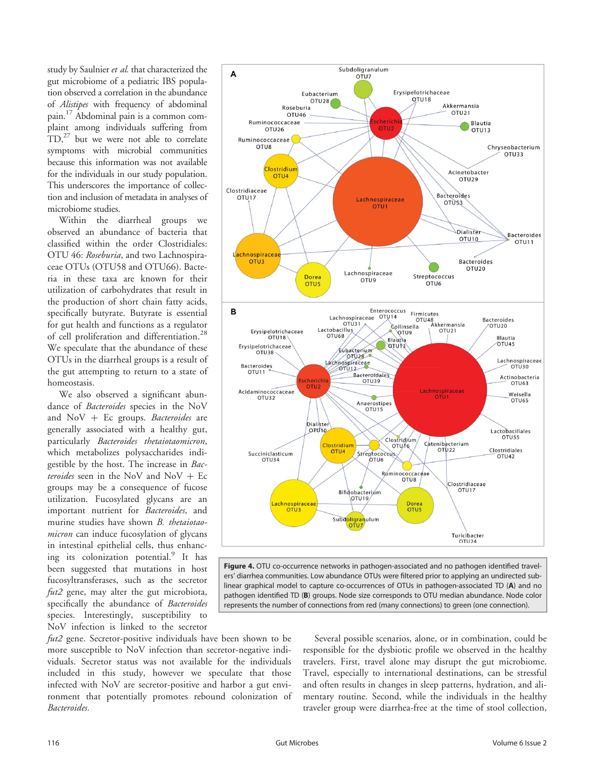study by Saulnier *et al.* that characterized the gut microbiome of a pediatric IBS population observed a correlation in the abundance of *Alistipes* with frequency of abdominal pain.[17] Abdominal pain is a common complaint among individuals suffering from TD,[27] but we were not able to correlate symptoms with microbial communities because this information was not available for the individuals in our study population. This underscores the importance of collection and inclusion of metadata in analyses of microbiome studies.

Within the diarrheal groups we observed an abundance of bacteria that classified within the order Clostridiales: OTU 46: *Roseburia*, and two Lachnospiraceae OTUs (OTU58 and OTU66). Bacteria in these taxa are known for their utilization of carbohydrates that result in the production of short chain fatty acids, specifically butyrate. Butyrate is essential for gut health and functions as a regulator of cell proliferation and differentiation.[28] We speculate that the abundance of these OTUs in the diarrheal groups is a result of the gut attempting to return to a state of homeostasis.

We also observed a significant abundance of *Bacteroides* species in the NoV and NoV + Ec groups. *Bacteroides* are generally associated with a healthy gut, particularly *Bacteroides thetaiotaomicron*, which metabolizes polysaccharides indigestible by the host. The increase in *Bacteroides* seen in the NoV and NoV + Ec groups may be a consequence of fucose utilization. Fucosylated glycans are an important nutrient for *Bacteroides*, and murine studies have shown *B. thetaiotaomicron* can induce fucosylation of glycans in intestinal epithelial cells, thus enhancing its colonization potential.[9] It has been suggested that mutations in host fucosyltransferases, such as the secretor *fut2* gene, may alter the gut microbiota, specifically the abundance of *Bacteroides* species. Interestingly, susceptibility to NoV infection is linked to the secretor *fut2* gene. Secretor-positive individuals have been shown to be more susceptible to NoV infection than secretor-negative individuals. Secretor status was not available for the individuals included in this study, however we speculate that those infected with NoV are secretor-positive and harbor a gut environment that potentially promotes rebound colonization of *Bacteroides.*

**Figure 4.** OTU co-occurrence networks in pathogen-associated and no pathogen identified travelers' diarrhea communities. Low abundance OTUs were filtered prior to applying an undirected sublinear graphical model to capture co-occurrences of OTUs in pathogen-associated TD (**A**) and no pathogen identified TD (**B**) groups. Node size corresponds to OTU median abundance. Node color represents the number of connections from red (many connections) to green (one connection).

Several possible scenarios, alone, or in combination, could be responsible for the dysbiotic profile we observed in the healthy travelers. First, travel alone may disrupt the gut microbiome. Travel, especially to international destinations, can be stressful and often results in changes in sleep patterns, hydration, and alimentary routine. Second, while the individuals in the healthy traveler group were diarrhea-free at the time of stool collection,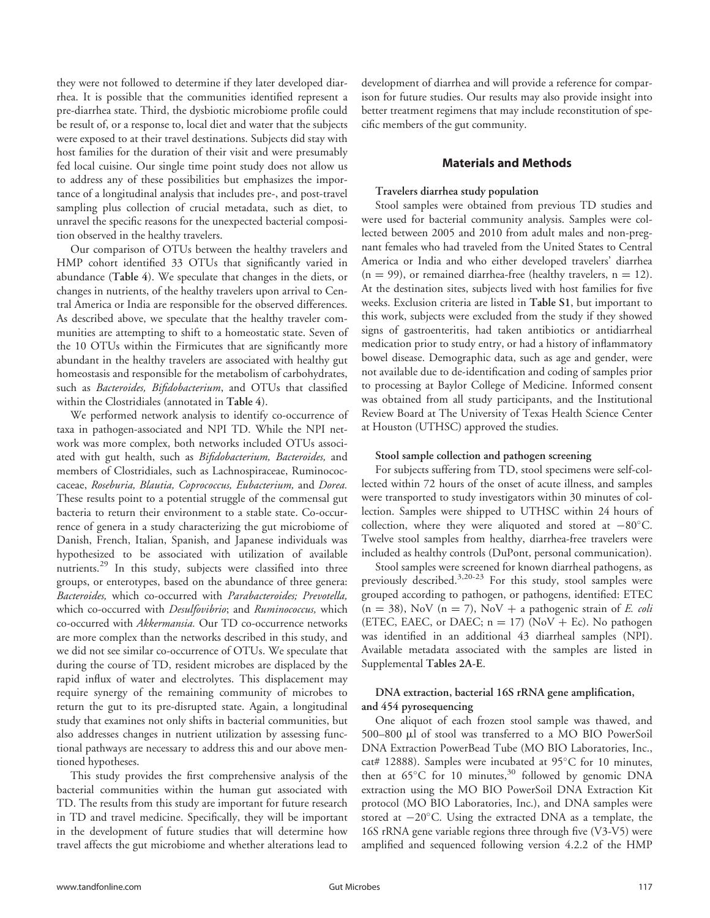they were not followed to determine if they later developed diarrhea. It is possible that the communities identified represent a pre-diarrhea state. Third, the dysbiotic microbiome profile could be result of, or a response to, local diet and water that the subjects were exposed to at their travel destinations. Subjects did stay with host families for the duration of their visit and were presumably fed local cuisine. Our single time point study does not allow us to address any of these possibilities but emphasizes the importance of a longitudinal analysis that includes pre-, and post-travel sampling plus collection of crucial metadata, such as diet, to unravel the specific reasons for the unexpected bacterial composition observed in the healthy travelers.

Our comparison of OTUs between the healthy travelers and HMP cohort identified 33 OTUs that significantly varied in abundance (**Table 4**). We speculate that changes in the diets, or changes in nutrients, of the healthy travelers upon arrival to Central America or India are responsible for the observed differences. As described above, we speculate that the healthy traveler communities are attempting to shift to a homeostatic state. Seven of the 10 OTUs within the Firmicutes that are significantly more abundant in the healthy travelers are associated with healthy gut homeostasis and responsible for the metabolism of carbohydrates, such as *Bacteroides, Bifidobacterium*, and OTUs that classified within the Clostridiales (annotated in **Table 4**).

We performed network analysis to identify co-occurrence of taxa in pathogen-associated and NPI TD. While the NPI network was more complex, both networks included OTUs associated with gut health, such as *Bifidobacterium, Bacteroides,* and members of Clostridiales, such as Lachnospiraceae, Ruminococcaceae, *Roseburia, Blautia, Coprococcus, Eubacterium,* and *Dorea.* These results point to a potential struggle of the commensal gut bacteria to return their environment to a stable state. Co-occurrence of genera in a study characterizing the gut microbiome of Danish, French, Italian, Spanish, and Japanese individuals was hypothesized to be associated with utilization of available nutrients.[29] In this study, subjects were classified into three groups, or enterotypes, based on the abundance of three genera: *Bacteroides,* which co-occurred with *Parabacteroides; Prevotella,* which co-occurred with *Desulfovibrio*; and *Ruminococcus,* which co-occurred with *Akkermansia.* Our TD co-occurrence networks are more complex than the networks described in this study, and we did not see similar co-occurrence of OTUs. We speculate that during the course of TD, resident microbes are displaced by the rapid influx of water and electrolytes. This displacement may require synergy of the remaining community of microbes to return the gut to its pre-disrupted state. Again, a longitudinal study that examines not only shifts in bacterial communities, but also addresses changes in nutrient utilization by assessing functional pathways are necessary to address this and our above mentioned hypotheses.

This study provides the first comprehensive analysis of the bacterial communities within the human gut associated with TD. The results from this study are important for future research in TD and travel medicine. Specifically, they will be important in the development of future studies that will determine how travel affects the gut microbiome and whether alterations lead to development of diarrhea and will provide a reference for comparison for future studies. Our results may also provide insight into better treatment regimens that may include reconstitution of specific members of the gut community.

## Materials and Methods

### Travelers diarrhea study population

Stool samples were obtained from previous TD studies and were used for bacterial community analysis. Samples were collected between 2005 and 2010 from adult males and non-pregnant females who had traveled from the United States to Central America or India and who either developed travelers' diarrhea ($n = 99$), or remained diarrhea-free (healthy travelers, $n = 12$). At the destination sites, subjects lived with host families for five weeks. Exclusion criteria are listed in **Table S1**, but important to this work, subjects were excluded from the study if they showed signs of gastroenteritis, had taken antibiotics or antidiarrheal medication prior to study entry, or had a history of inflammatory bowel disease. Demographic data, such as age and gender, were not available due to de-identification and coding of samples prior to processing at Baylor College of Medicine. Informed consent was obtained from all study participants, and the Institutional Review Board at The University of Texas Health Science Center at Houston (UTHSC) approved the studies.

### Stool sample collection and pathogen screening

For subjects suffering from TD, stool specimens were self-collected within 72 hours of the onset of acute illness, and samples were transported to study investigators within 30 minutes of collection. Samples were shipped to UTHSC within 24 hours of collection, where they were aliquoted and stored at $-80°$C. Twelve stool samples from healthy, diarrhea-free travelers were included as healthy controls (DuPont, personal communication).

Stool samples were screened for known diarrheal pathogens, as previously described.[3,20-23] For this study, stool samples were grouped according to pathogen, or pathogens, identified: ETEC ($n = 38$), NoV ($n = 7$), NoV + a pathogenic strain of *E. coli* (ETEC, EAEC, or DAEC; $n = 17$) (NoV + Ec). No pathogen was identified in an additional 43 diarrheal samples (NPI). Available metadata associated with the samples are listed in Supplemental **Tables 2A-E**.

### DNA extraction, bacterial 16S rRNA gene amplification, and 454 pyrosequencing

One aliquot of each frozen stool sample was thawed, and 500–800 μl of stool was transferred to a MO BIO PowerSoil DNA Extraction PowerBead Tube (MO BIO Laboratories, Inc., cat# 12888). Samples were incubated at 95°C for 10 minutes, then at 65°C for 10 minutes,[30] followed by genomic DNA extraction using the MO BIO PowerSoil DNA Extraction Kit protocol (MO BIO Laboratories, Inc.), and DNA samples were stored at $-20°$C. Using the extracted DNA as a template, the 16S rRNA gene variable regions three through five (V3-V5) were amplified and sequenced following version 4.2.2 of the HMP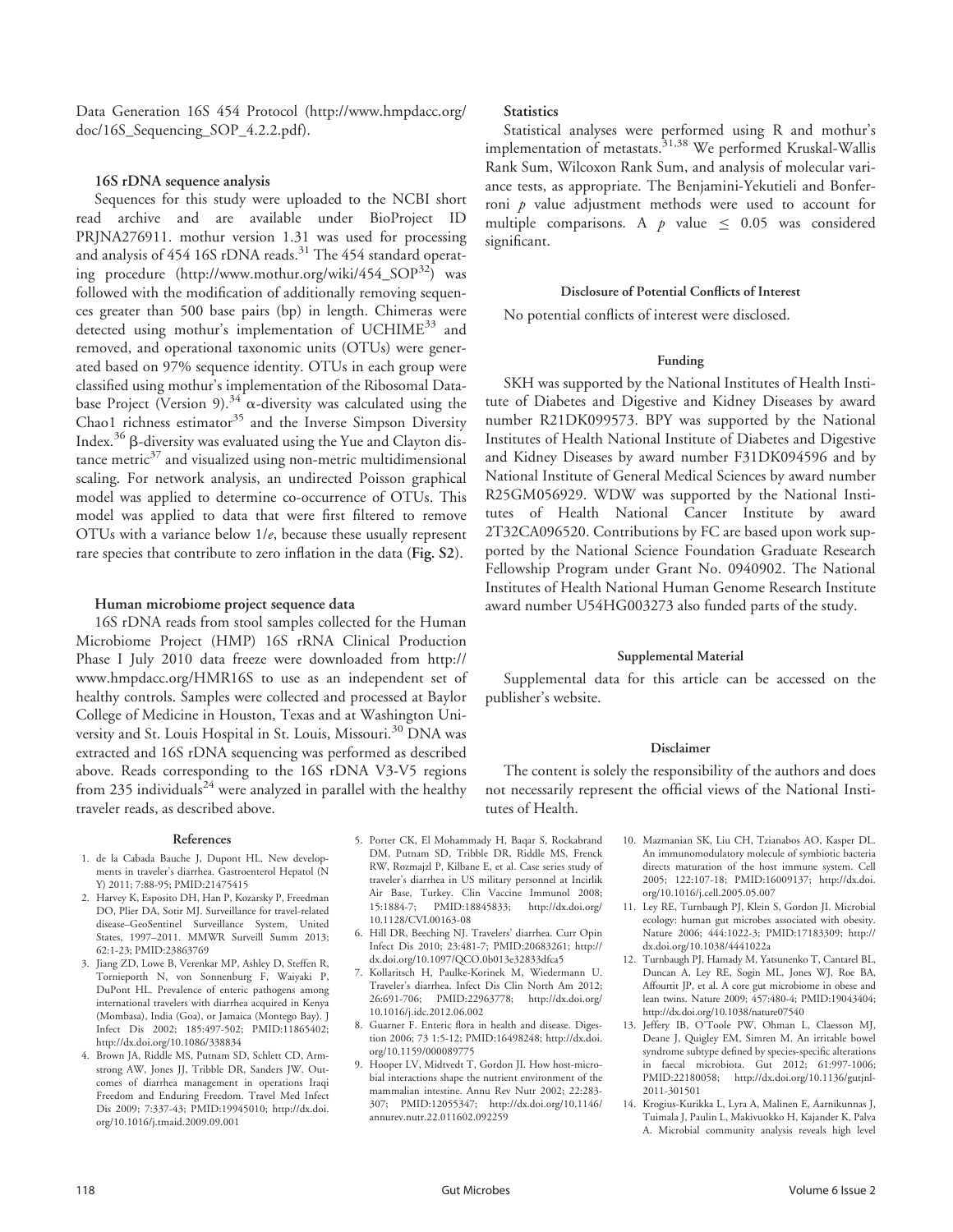Data Generation 16S 454 Protocol (http://www.hmpdacc.org/doc/16S_Sequencing_SOP_4.2.2.pdf).

### 16S rDNA sequence analysis

Sequences for this study were uploaded to the NCBI short read archive and are available under BioProject ID PRJNA276911. mothur version 1.31 was used for processing and analysis of 454 16S rDNA reads.[31] The 454 standard operating procedure (http://www.mothur.org/wiki/454_SOP[32]) was followed with the modification of additionally removing sequences greater than 500 base pairs (bp) in length. Chimeras were detected using mothur's implementation of UCHIME[33] and removed, and operational taxonomic units (OTUs) were generated based on 97% sequence identity. OTUs in each group were classified using mothur's implementation of the Ribosomal Database Project (Version 9).[34] $\alpha$-diversity was calculated using the Chao1 richness estimator[35] and the Inverse Simpson Diversity Index.[36] $\beta$-diversity was evaluated using the Yue and Clayton distance metric[37] and visualized using non-metric multidimensional scaling. For network analysis, an undirected Poisson graphical model was applied to determine co-occurrence of OTUs. This model was applied to data that were first filtered to remove OTUs with a variance below $1/e$, because these usually represent rare species that contribute to zero inflation in the data (**Fig. S2**).

### Human microbiome project sequence data

16S rDNA reads from stool samples collected for the Human Microbiome Project (HMP) 16S rRNA Clinical Production Phase I July 2010 data freeze were downloaded from http://www.hmpdacc.org/HMR16S to use as an independent set of healthy controls. Samples were collected and processed at Baylor College of Medicine in Houston, Texas and at Washington University and St. Louis Hospital in St. Louis, Missouri.[30] DNA was extracted and 16S rDNA sequencing was performed as described above. Reads corresponding to the 16S rDNA V3-V5 regions from 235 individuals[24] were analyzed in parallel with the healthy traveler reads, as described above.

### Statistics

Statistical analyses were performed using R and mothur's implementation of metastats.[31,38] We performed Kruskal-Wallis Rank Sum, Wilcoxon Rank Sum, and analysis of molecular variance tests, as appropriate. The Benjamini-Yekutieli and Bonferroni $p$ value adjustment methods were used to account for multiple comparisons. A $p$ value $\leq 0.05$ was considered significant.

### Disclosure of Potential Conflicts of Interest

No potential conflicts of interest were disclosed.

### Funding

SKH was supported by the National Institutes of Health Institute of Diabetes and Digestive and Kidney Diseases by award number R21DK099573. BPY was supported by the National Institutes of Health National Institute of Diabetes and Digestive and Kidney Diseases by award number F31DK094596 and by National Institute of General Medical Sciences by award number R25GM056929. WDW was supported by the National Institutes of Health National Cancer Institute by award 2T32CA096520. Contributions by FC are based upon work supported by the National Science Foundation Graduate Research Fellowship Program under Grant No. 0940902. The National Institutes of Health National Human Genome Research Institute award number U54HG003273 also funded parts of the study.

### Supplemental Material

Supplemental data for this article can be accessed on the publisher's website.

### Disclaimer

The content is solely the responsibility of the authors and does not necessarily represent the official views of the National Institutes of Health.

### References

1. de la Cabada Bauche J, Dupont HL. New developments in traveler's diarrhea. Gastroenterol Hepatol (N Y) 2011; 7:88-95; PMID:21475415
2. Harvey K, Esposito DH, Han P, Kozarsky P, Freedman DO, Plier DA, Sotir MJ. Surveillance for travel-related disease–GeoSentinel Surveillance System, United States, 1997–2011. MMWR Surveill Summ 2013; 62:1-23; PMID:23863769
3. Jiang ZD, Lowe B, Verenkar MP, Ashley D, Steffen R, Tornieporth N, von Sonnenburg F, Waiyaki P, DuPont HL. Prevalence of enteric pathogens among international travelers with diarrhea acquired in Kenya (Mombasa), India (Goa), or Jamaica (Montego Bay). J Infect Dis 2002; 185:497-502; PMID:11865402; http://dx.doi.org/10.1086/338834
4. Brown JA, Riddle MS, Putnam SD, Schlett CD, Armstrong AW, Jones JJ, Tribble DR, Sanders JW. Outcomes of diarrhea management in operations Iraqi Freedom and Enduring Freedom. Travel Med Infect Dis 2009; 7:337-43; PMID:19945010; http://dx.doi.org/10.1016/j.tmaid.2009.09.001
5. Porter CK, El Mohammady H, Baqar S, Rockabrand DM, Putnam SD, Tribble DR, Riddle MS, Frenck RW, Rozmajzl P, Kilbane E, et al. Case series study of traveler's diarrhea in US military personnel at Incirlik Air Base, Turkey. Clin Vaccine Immunol 2008; 15:1884-7; PMID:18845833; http://dx.doi.org/10.1128/CVI.00163-08
6. Hill DR, Beeching NJ. Travelers' diarrhea. Curr Opin Infect Dis 2010; 23:481-7; PMID:20683261; http://dx.doi.org/10.1097/QCO.0b013e32833dfca5
7. Kollaritsch H, Paulke-Korinek M, Wiedermann U. Traveler's diarrhea. Infect Dis Clin North Am 2012; 26:691-706; PMID:22963778; http://dx.doi.org/10.1016/j.idc.2012.06.002
8. Guarner F. Enteric flora in health and disease. Digestion 2006; 73 1:5-12; PMID:16498248; http://dx.doi.org/10.1159/000089775
9. Hooper LV, Midtvedt T, Gordon JI. How host-microbial interactions shape the nutrient environment of the mammalian intestine. Annu Rev Nutr 2002; 22:283-307; PMID:12055347; http://dx.doi.org/10.1146/annurev.nutr.22.011602.092259
10. Mazmanian SK, Liu CH, Tzianabos AO, Kasper DL. An immunomodulatory molecule of symbiotic bacteria directs maturation of the host immune system. Cell 2005; 122:107-18; PMID:16009137; http://dx.doi.org/10.1016/j.cell.2005.05.007
11. Ley RE, Turnbaugh PJ, Klein S, Gordon JI. Microbial ecology: human gut microbes associated with obesity. Nature 2006; 444:1022-3; PMID:17183309; http://dx.doi.org/10.1038/4441022a
12. Turnbaugh PJ, Hamady M, Yatsunenko T, Cantarel BL, Duncan A, Ley RE, Sogin ML, Jones WJ, Roe BA, Affourtit JP, et al. A core gut microbiome in obese and lean twins. Nature 2009; 457:480-4; PMID:19043404; http://dx.doi.org/10.1038/nature07540
13. Jeffery IB, O'Toole PW, Ohman L, Claesson MJ, Deane J, Quigley EM, Simren M. An irritable bowel syndrome subtype defined by species-specific alterations in faecal microbiota. Gut 2012; 61:997-1006; PMID:22180058; http://dx.doi.org/10.1136/gutjnl-2011-301501
14. Krogius-Kurikka L, Lyra A, Malinen E, Aarnikunnas J, Tuimala J, Paulin L, Makivuokko H, Kajander K, Palva A. Microbial community analysis reveals high level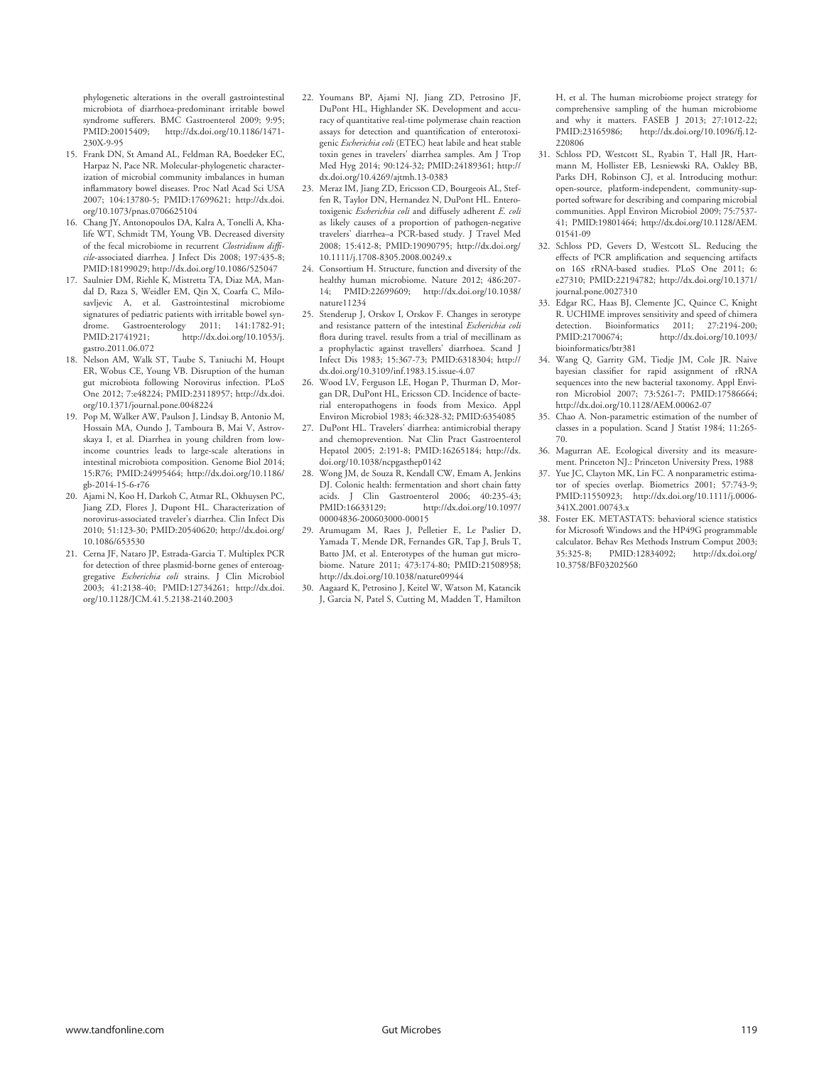phylogenetic alterations in the overall gastrointestinal microbiota of diarrhoea-predominant irritable bowel syndrome sufferers. BMC Gastroenterol 2009; 9:95; PMID:20015409; http://dx.doi.org/10.1186/1471-230X-9-95

15. Frank DN, St Amand AL, Feldman RA, Boedeker EC, Harpaz N, Pace NR. Molecular-phylogenetic characterization of microbial community imbalances in human inflammatory bowel diseases. Proc Natl Acad Sci USA 2007; 104:13780-5; PMID:17699621; http://dx.doi.org/10.1073/pnas.0706625104
16. Chang JY, Antonopoulos DA, Kalra A, Tonelli A, Khalife WT, Schmidt TM, Young VB. Decreased diversity of the fecal microbiome in recurrent *Clostridium difficile*-associated diarrhea. J Infect Dis 2008; 197:435-8; PMID:18199029; http://dx.doi.org/10.1086/525047
17. Saulnier DM, Riehle K, Mistretta TA, Diaz MA, Mandal D, Raza S, Weidler EM, Qin X, Coarfa C, Milosavljevic A, et al. Gastrointestinal microbiome signatures of pediatric patients with irritable bowel syndrome. Gastroenterology 2011; 141:1782-91; PMID:21741921; http://dx.doi.org/10.1053/j.gastro.2011.06.072
18. Nelson AM, Walk ST, Taube S, Taniuchi M, Houpt ER, Wobus CE, Young VB. Disruption of the human gut microbiota following Norovirus infection. PLoS One 2012; 7:e48224; PMID:23118957; http://dx.doi.org/10.1371/journal.pone.0048224
19. Pop M, Walker AW, Paulson J, Lindsay B, Antonio M, Hossain MA, Oundo J, Tamboura B, Mai V, Astrovskaya I, et al. Diarrhea in young children from low-income countries leads to large-scale alterations in intestinal microbiota composition. Genome Biol 2014; 15:R76; PMID:24995464; http://dx.doi.org/10.1186/gb-2014-15-6-r76
20. Ajami N, Koo H, Darkoh C, Atmar RL, Okhuysen PC, Jiang ZD, Flores J, Dupont HL. Characterization of norovirus-associated traveler's diarrhea. Clin Infect Dis 2010; 51:123-30; PMID:20540620; http://dx.doi.org/10.1086/653530
21. Cerna JF, Nataro JP, Estrada-Garcia T. Multiplex PCR for detection of three plasmid-borne genes of enteroaggregative *Escherichia coli* strains. J Clin Microbiol 2003; 41:2138-40; PMID:12734261; http://dx.doi.org/10.1128/JCM.41.5.2138-2140.2003
22. Youmans BP, Ajami NJ, Jiang ZD, Petrosino JF, DuPont HL, Highlander SK. Development and accuracy of quantitative real-time polymerase chain reaction assays for detection and quantification of enterotoxigenic *Escherichia coli* (ETEC) heat labile and heat stable toxin genes in travelers' diarrhea samples. Am J Trop Med Hyg 2014; 90:124-32; PMID:24189361; http://dx.doi.org/10.4269/ajtmh.13-0383
23. Meraz IM, Jiang ZD, Ericsson CD, Bourgeois AL, Steffen R, Taylor DN, Hernandez N, DuPont HL. Enterotoxigenic *Escherichia coli* and diffusely adherent *E. coli* as likely causes of a proportion of pathogen-negative travelers' diarrhea–a PCR-based study. J Travel Med 2008; 15:412-8; PMID:19090795; http://dx.doi.org/10.1111/j.1708-8305.2008.00249.x
24. Consortium H. Structure, function and diversity of the healthy human microbiome. Nature 2012; 486:207-14; PMID:22699609; http://dx.doi.org/10.1038/nature11234
25. Stenderup J, Orskov I, Orskov F. Changes in serotype and resistance pattern of the intestinal *Escherichia coli* flora during travel. results from a trial of mecillinam as a prophylactic against travellers' diarrhoea. Scand J Infect Dis 1983; 15:367-73; PMID:6318304; http://dx.doi.org/10.3109/inf.1983.15.issue-4.07
26. Wood LV, Ferguson LE, Hogan P, Thurman D, Morgan DR, DuPont HL, Ericsson CD. Incidence of bacterial enteropathogens in foods from Mexico. Appl Environ Microbiol 1983; 46:328-32; PMID:6354085
27. DuPont HL. Travelers' diarrhea: antimicrobial therapy and chemoprevention. Nat Clin Pract Gastroenterol Hepatol 2005; 2:191-8; PMID:16265184; http://dx.doi.org/10.1038/ncpgasthep0142
28. Wong JM, de Souza R, Kendall CW, Emam A, Jenkins DJ. Colonic health: fermentation and short chain fatty acids. J Clin Gastroenterol 2006; 40:235-43; PMID:16633129; http://dx.doi.org/10.1097/00004836-200603000-00015
29. Arumugam M, Raes J, Pelletier E, Le Paslier D, Yamada T, Mende DR, Fernandes GR, Tap J, Bruls T, Batto JM, et al. Enterotypes of the human gut microbiome. Nature 2011; 473:174-80; PMID:21508958; http://dx.doi.org/10.1038/nature09944
30. Aagaard K, Petrosino J, Keitel W, Watson M, Katancik J, Garcia N, Patel S, Cutting M, Madden T, Hamilton H, et al. The human microbiome project strategy for comprehensive sampling of the human microbiome and why it matters. FASEB J 2013; 27:1012-22; PMID:23165986; http://dx.doi.org/10.1096/fj.12-220806
31. Schloss PD, Westcott SL, Ryabin T, Hall JR, Hartmann M, Hollister EB, Lesniewski RA, Oakley BB, Parks DH, Robinson CJ, et al. Introducing mothur: open-source, platform-independent, community-supported software for describing and comparing microbial communities. Appl Environ Microbiol 2009; 75:7537-41; PMID:19801464; http://dx.doi.org/10.1128/AEM.01541-09
32. Schloss PD, Gevers D, Westcott SL. Reducing the effects of PCR amplification and sequencing artifacts on 16S rRNA-based studies. PLoS One 2011; 6: e27310; PMID:22194782; http://dx.doi.org/10.1371/journal.pone.0027310
33. Edgar RC, Haas BJ, Clemente JC, Quince C, Knight R. UCHIME improves sensitivity and speed of chimera detection. Bioinformatics 2011; 27:2194-200; PMID:21700674; http://dx.doi.org/10.1093/bioinformatics/btr381
34. Wang Q, Garrity GM, Tiedje JM, Cole JR. Naive bayesian classifier for rapid assignment of rRNA sequences into the new bacterial taxonomy. Appl Environ Microbiol 2007; 73:5261-7; PMID:17586664; http://dx.doi.org/10.1128/AEM.00062-07
35. Chao A. Non-parametric estimation of the number of classes in a population. Scand J Statist 1984; 11:265-70.
36. Magurran AE. Ecological diversity and its measurement. Princeton NJ.: Princeton University Press, 1988
37. Yue JC, Clayton MK, Lin FC. A nonparametric estimator of species overlap. Biometrics 2001; 57:743-9; PMID:11550923; http://dx.doi.org/10.1111/j.0006-341X.2001.00743.x
38. Foster EK. METASTATS: behavioral science statistics for Microsoft Windows and the HP49G programmable calculator. Behav Res Methods Instrum Comput 2003; 35:325-8; PMID:12834092; http://dx.doi.org/10.3758/BF03202560